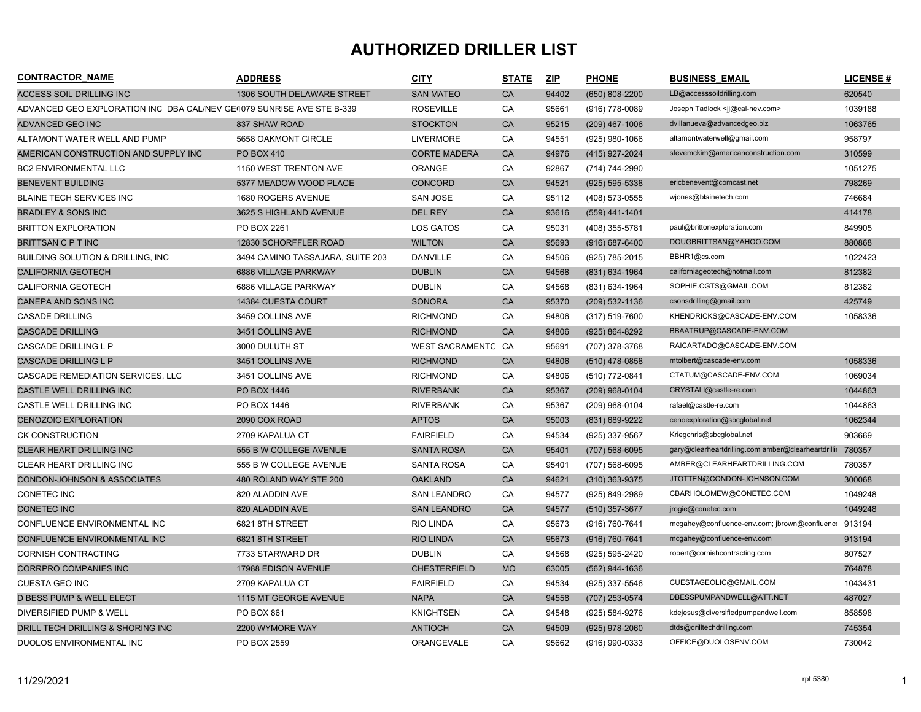# AUTHORIZED DRILLER LIST

| CONTRACTOR_NAME | ADDRESS | CITY | STATE | ZIP | PHONE | BUSINESS_EMAIL | LICENSE # |
|---|---|---|---|---|---|---|---|
| ACCESS SOIL DRILLING INC | 1306 SOUTH DELAWARE STREET | SAN MATEO | CA | 94402 | (650) 808-2200 | LB@accesssoildrilling.com | 620540 |
| ADVANCED GEO EXPLORATION INC DBA CAL/NEV GE | 1079 SUNRISE AVE STE B-339 | ROSEVILLE | CA | 95661 | (916) 778-0089 | Joseph Tadlock <jj@cal-nev.com> | 1039188 |
| ADVANCED GEO INC | 837 SHAW ROAD | STOCKTON | CA | 95215 | (209) 467-1006 | dvillanueva@advancedgeo.biz | 1063765 |
| ALTAMONT WATER WELL AND PUMP | 5658 OAKMONT CIRCLE | LIVERMORE | CA | 94551 | (925) 980-1066 | altamontwaterwell@gmail.com | 958797 |
| AMERICAN CONSTRUCTION AND SUPPLY INC | PO BOX 410 | CORTE MADERA | CA | 94976 | (415) 927-2024 | stevemckim@americanconstruction.com | 310599 |
| BC2 ENVIRONMENTAL LLC | 1150 WEST TRENTON AVE | ORANGE | CA | 92867 | (714) 744-2990 | | 1051275 |
| BENEVENT BUILDING | 5377 MEADOW WOOD PLACE | CONCORD | CA | 94521 | (925) 595-5338 | ericbenevent@comcast.net | 798269 |
| BLAINE TECH SERVICES INC | 1680 ROGERS AVENUE | SAN JOSE | CA | 95112 | (408) 573-0555 | wjones@blainetech.com | 746684 |
| BRADLEY & SONS INC | 3625 S HIGHLAND AVENUE | DEL REY | CA | 93616 | (559) 441-1401 | | 414178 |
| BRITTON EXPLORATION | PO BOX 2261 | LOS GATOS | CA | 95031 | (408) 355-5781 | paul@brittonexploration.com | 849905 |
| BRITTSAN C P T INC | 12830 SCHORFFLER ROAD | WILTON | CA | 95693 | (916) 687-6400 | DOUGBRITTSAN@YAHOO.COM | 880868 |
| BUILDING SOLUTION & DRILLING, INC | 3494 CAMINO TASSAJARA, SUITE 203 | DANVILLE | CA | 94506 | (925) 785-2015 | BBHR1@cs.com | 1022423 |
| CALIFORNIA GEOTECH | 6886 VILLAGE PARKWAY | DUBLIN | CA | 94568 | (831) 634-1964 | californiageotech@hotmail.com | 812382 |
| CALIFORNIA GEOTECH | 6886 VILLAGE PARKWAY | DUBLIN | CA | 94568 | (831) 634-1964 | SOPHIE.CGTS@GMAIL.COM | 812382 |
| CANEPA AND SONS INC | 14384 CUESTA COURT | SONORA | CA | 95370 | (209) 532-1136 | csonsdrilling@gmail.com | 425749 |
| CASADE DRILLING | 3459 COLLINS AVE | RICHMOND | CA | 94806 | (317) 519-7600 | KHENDRICKS@CASCADE-ENV.COM | 1058336 |
| CASCADE DRILLING | 3451 COLLINS AVE | RICHMOND | CA | 94806 | (925) 864-8292 | BBAATRUP@CASCADE-ENV.COM | |
| CASCADE DRILLING L P | 3000 DULUTH ST | WEST SACRAMENTO | CA | 95691 | (707) 378-3768 | RAICARTADO@CASCADE-ENV.COM | |
| CASCADE DRILLING L P | 3451 COLLINS AVE | RICHMOND | CA | 94806 | (510) 478-0858 | mtolbert@cascade-env.com | 1058336 |
| CASCADE REMEDIATION SERVICES, LLC | 3451 COLLINS AVE | RICHMOND | CA | 94806 | (510) 772-0841 | CTATUM@CASCADE-ENV.COM | 1069034 |
| CASTLE WELL DRILLING INC | PO BOX 1446 | RIVERBANK | CA | 95367 | (209) 968-0104 | CRYSTALI@castle-re.com | 1044863 |
| CASTLE WELL DRILLING INC | PO BOX 1446 | RIVERBANK | CA | 95367 | (209) 968-0104 | rafael@castle-re.com | 1044863 |
| CENOZOIC EXPLORATION | 2090 COX ROAD | APTOS | CA | 95003 | (831) 689-9222 | cenoexploration@sbcglobal.net | 1062344 |
| CK CONSTRUCTION | 2709 KAPALUA CT | FAIRFIELD | CA | 94534 | (925) 337-9567 | Kriegchris@sbcglobal.net | 903669 |
| CLEAR HEART DRILLING INC | 555 B W COLLEGE AVENUE | SANTA ROSA | CA | 95401 | (707) 568-6095 | gary@clearheartdrilling.com amber@clearheartdrillir | 780357 |
| CLEAR HEART DRILLING INC | 555 B W COLLEGE AVENUE | SANTA ROSA | CA | 95401 | (707) 568-6095 | AMBER@CLEARHEARTDRILLING.COM | 780357 |
| CONDON-JOHNSON & ASSOCIATES | 480 ROLAND WAY STE 200 | OAKLAND | CA | 94621 | (310) 363-9375 | JTOTTEN@CONDON-JOHNSON.COM | 300068 |
| CONETEC INC | 820 ALADDIN AVE | SAN LEANDRO | CA | 94577 | (925) 849-2989 | CBARHOLOMEW@CONETEC.COM | 1049248 |
| CONETEC INC | 820 ALADDIN AVE | SAN LEANDRO | CA | 94577 | (510) 357-3677 | jrogie@conetec.com | 1049248 |
| CONFLUENCE ENVIRONMENTAL INC | 6821 8TH STREET | RIO LINDA | CA | 95673 | (916) 760-7641 | mcgahey@confluence-env.com; jbrown@confluence | 913194 |
| CONFLUENCE ENVIRONMENTAL INC | 6821 8TH STREET | RIO LINDA | CA | 95673 | (916) 760-7641 | mcgahey@confluence-env.com | 913194 |
| CORNISH CONTRACTING | 7733 STARWARD DR | DUBLIN | CA | 94568 | (925) 595-2420 | robert@cornishcontracting.com | 807527 |
| CORRPRO COMPANIES INC | 17988 EDISON AVENUE | CHESTERFIELD | MO | 63005 | (562) 944-1636 | | 764878 |
| CUESTA GEO INC | 2709 KAPALUA CT | FAIRFIELD | CA | 94534 | (925) 337-5546 | CUESTAGEOLIC@GMAIL.COM | 1043431 |
| D BESS PUMP & WELL ELECT | 1115 MT GEORGE AVENUE | NAPA | CA | 94558 | (707) 253-0574 | DBESSPUMPANDWELL@ATT.NET | 487027 |
| DIVERSIFIED PUMP & WELL | PO BOX 861 | KNIGHTSEN | CA | 94548 | (925) 584-9276 | kdejesus@diversifiedpumpandwell.com | 858598 |
| DRILL TECH DRILLING & SHORING INC | 2200 WYMORE WAY | ANTIOCH | CA | 94509 | (925) 978-2060 | dtds@drilltechdrilling.com | 745354 |
| DUOLOS ENVIRONMENTAL INC | PO BOX 2559 | ORANGEVALE | CA | 95662 | (916) 990-0333 | OFFICE@DUOLOSENV.COM | 730042 |

11/29/2021 rpt 5380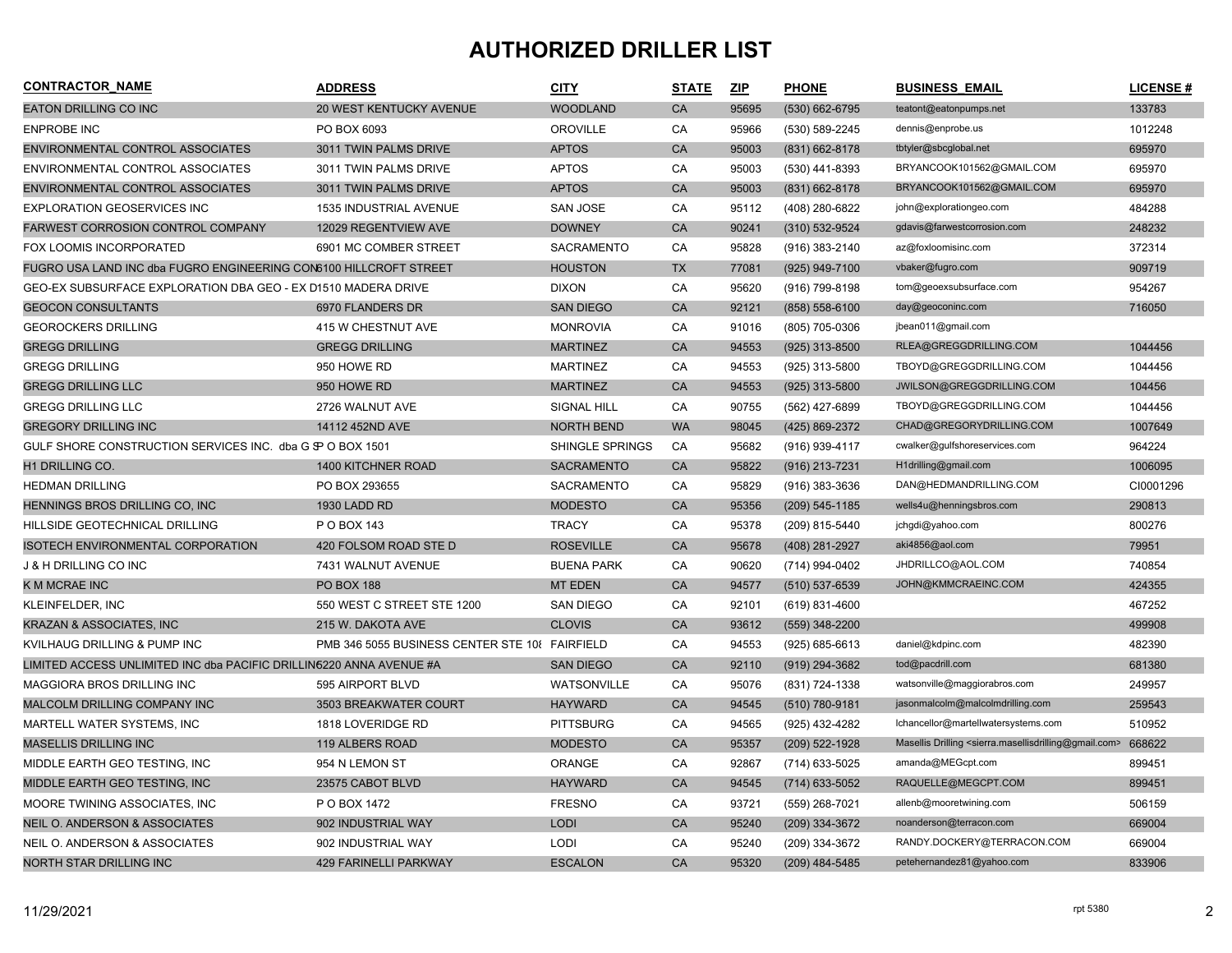# AUTHORIZED DRILLER LIST

| CONTRACTOR_NAME | ADDRESS | CITY | STATE | ZIP | PHONE | BUSINESS_EMAIL | LICENSE # |
|---|---|---|---|---|---|---|---|
| EATON DRILLING CO INC | 20 WEST KENTUCKY AVENUE | WOODLAND | CA | 95695 | (530) 662-6795 | teatont@eatonpumps.net | 133783 |
| ENPROBE INC | PO BOX 6093 | OROVILLE | CA | 95966 | (530) 589-2245 | dennis@enprobe.us | 1012248 |
| ENVIRONMENTAL CONTROL ASSOCIATES | 3011 TWIN PALMS DRIVE | APTOS | CA | 95003 | (831) 662-8178 | tbtyler@sbcglobal.net | 695970 |
| ENVIRONMENTAL CONTROL ASSOCIATES | 3011 TWIN PALMS DRIVE | APTOS | CA | 95003 | (530) 441-8393 | BRYANCOOK101562@GMAIL.COM | 695970 |
| ENVIRONMENTAL CONTROL ASSOCIATES | 3011 TWIN PALMS DRIVE | APTOS | CA | 95003 | (831) 662-8178 | BRYANCOOK101562@GMAIL.COM | 695970 |
| EXPLORATION GEOSERVICES INC | 1535 INDUSTRIAL AVENUE | SAN JOSE | CA | 95112 | (408) 280-6822 | john@explorationgeo.com | 484288 |
| FARWEST CORROSION CONTROL COMPANY | 12029 REGENTVIEW AVE | DOWNEY | CA | 90241 | (310) 532-9524 | gdavis@farwestcorrosion.com | 248232 |
| FOX LOOMIS INCORPORATED | 6901 MC COMBER STREET | SACRAMENTO | CA | 95828 | (916) 383-2140 | az@foxloomisinc.com | 372314 |
| FUGRO USA LAND INC dba FUGRO ENGINEERING CON | 6100 HILLCROFT STREET | HOUSTON | TX | 77081 | (925) 949-7100 | vbaker@fugro.com | 909719 |
| GEO-EX SUBSURFACE EXPLORATION DBA GEO - EX D | 1510 MADERA DRIVE | DIXON | CA | 95620 | (916) 799-8198 | tom@geoexsubsurface.com | 954267 |
| GEOCON CONSULTANTS | 6970 FLANDERS DR | SAN DIEGO | CA | 92121 | (858) 558-6100 | day@geoconinc.com | 716050 |
| GEOROCKERS DRILLING | 415 W CHESTNUT AVE | MONROVIA | CA | 91016 | (805) 705-0306 | jbean011@gmail.com | |
| GREGG DRILLING | GREGG DRILLING | MARTINEZ | CA | 94553 | (925) 313-8500 | RLEA@GREGGDRILLING.COM | 1044456 |
| GREGG DRILLING | 950 HOWE RD | MARTINEZ | CA | 94553 | (925) 313-5800 | TBOYD@GREGGDRILLING.COM | 1044456 |
| GREGG DRILLING LLC | 950 HOWE RD | MARTINEZ | CA | 94553 | (925) 313-5800 | JWILSON@GREGGDRILLING.COM | 104456 |
| GREGG DRILLING LLC | 2726 WALNUT AVE | SIGNAL HILL | CA | 90755 | (562) 427-6899 | TBOYD@GREGGDRILLING.COM | 1044456 |
| GREGORY DRILLING INC | 14112 452ND AVE | NORTH BEND | WA | 98045 | (425) 869-2372 | CHAD@GREGORYDRILLING.COM | 1007649 |
| GULF SHORE CONSTRUCTION SERVICES INC. dba G S | P O BOX 1501 | SHINGLE SPRINGS | CA | 95682 | (916) 939-4117 | cwalker@gulfshoreservices.com | 964224 |
| H1 DRILLING CO. | 1400 KITCHNER ROAD | SACRAMENTO | CA | 95822 | (916) 213-7231 | H1drilling@gmail.com | 1006095 |
| HEDMAN DRILLING | PO BOX 293655 | SACRAMENTO | CA | 95829 | (916) 383-3636 | DAN@HEDMANDRILLING.COM | CI0001296 |
| HENNINGS BROS DRILLING CO, INC | 1930 LADD RD | MODESTO | CA | 95356 | (209) 545-1185 | wells4u@henningsbros.com | 290813 |
| HILLSIDE GEOTECHNICAL DRILLING | P O BOX 143 | TRACY | CA | 95378 | (209) 815-5440 | jchgdi@yahoo.com | 800276 |
| ISOTECH ENVIRONMENTAL CORPORATION | 420 FOLSOM ROAD STE D | ROSEVILLE | CA | 95678 | (408) 281-2927 | aki4856@aol.com | 79951 |
| J & H DRILLING CO INC | 7431 WALNUT AVENUE | BUENA PARK | CA | 90620 | (714) 994-0402 | JHDRILLCO@AOL.COM | 740854 |
| K M MCRAE INC | PO BOX 188 | MT EDEN | CA | 94577 | (510) 537-6539 | JOHN@KMMCRAEINC.COM | 424355 |
| KLEINFELDER, INC | 550 WEST C STREET STE 1200 | SAN DIEGO | CA | 92101 | (619) 831-4600 | | 467252 |
| KRAZAN & ASSOCIATES, INC | 215 W. DAKOTA AVE | CLOVIS | CA | 93612 | (559) 348-2200 | | 499908 |
| KVILHAUG DRILLING & PUMP INC | PMB 346 5055 BUSINESS CENTER STE 10 | FAIRFIELD | CA | 94553 | (925) 685-6613 | daniel@kdpinc.com | 482390 |
| LIMITED ACCESS UNLIMITED INC dba PACIFIC DRILLIN | 6220 ANNA AVENUE #A | SAN DIEGO | CA | 92110 | (919) 294-3682 | tod@pacdrill.com | 681380 |
| MAGGIORA BROS DRILLING INC | 595 AIRPORT BLVD | WATSONVILLE | CA | 95076 | (831) 724-1338 | watsonville@maggiorabros.com | 249957 |
| MALCOLM DRILLING COMPANY INC | 3503 BREAKWATER COURT | HAYWARD | CA | 94545 | (510) 780-9181 | jasonmalcolm@malcolmdrilling.com | 259543 |
| MARTELL WATER SYSTEMS, INC | 1818 LOVERIDGE RD | PITTSBURG | CA | 94565 | (925) 432-4282 | lchancellor@martellwatersystems.com | 510952 |
| MASELLIS DRILLING INC | 119 ALBERS ROAD | MODESTO | CA | 95357 | (209) 522-1928 | Masellis Drilling <sierra.masellisdrilling@gmail.com> | 668622 |
| MIDDLE EARTH GEO TESTING, INC | 954 N LEMON ST | ORANGE | CA | 92867 | (714) 633-5025 | amanda@MEGcpt.com | 899451 |
| MIDDLE EARTH GEO TESTING, INC | 23575 CABOT BLVD | HAYWARD | CA | 94545 | (714) 633-5052 | RAQUELLE@MEGCPT.COM | 899451 |
| MOORE TWINING ASSOCIATES, INC | P O BOX 1472 | FRESNO | CA | 93721 | (559) 268-7021 | allenb@mooretwining.com | 506159 |
| NEIL O. ANDERSON & ASSOCIATES | 902 INDUSTRIAL WAY | LODI | CA | 95240 | (209) 334-3672 | noanderson@terracon.com | 669004 |
| NEIL O. ANDERSON & ASSOCIATES | 902 INDUSTRIAL WAY | LODI | CA | 95240 | (209) 334-3672 | RANDY.DOCKERY@TERRACON.COM | 669004 |
| NORTH STAR DRILLING INC | 429 FARINELLI PARKWAY | ESCALON | CA | 95320 | (209) 484-5485 | petehernandez81@yahoo.com | 833906 |

11/29/2021 rpt 5380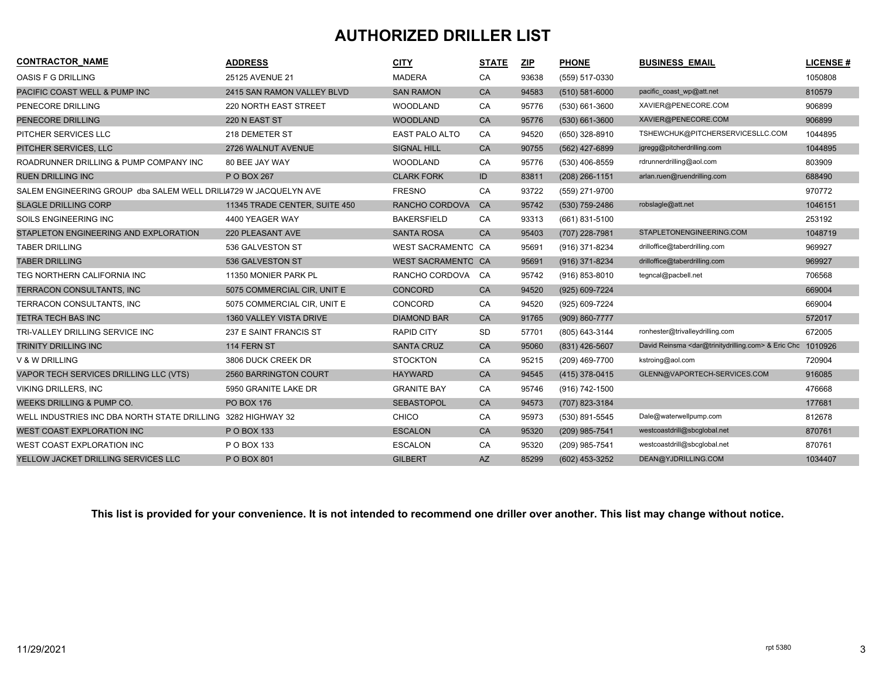# AUTHORIZED DRILLER LIST

| CONTRACTOR_NAME | ADDRESS | CITY | STATE | ZIP | PHONE | BUSINESS_EMAIL | LICENSE # |
|---|---|---|---|---|---|---|---|
| OASIS F G DRILLING | 25125 AVENUE 21 | MADERA | CA | 93638 | (559) 517-0330 | | 1050808 |
| PACIFIC COAST WELL & PUMP INC | 2415 SAN RAMON VALLEY BLVD | SAN RAMON | CA | 94583 | (510) 581-6000 | pacific_coast_wp@att.net | 810579 |
| PENECORE DRILLING | 220 NORTH EAST STREET | WOODLAND | CA | 95776 | (530) 661-3600 | XAVIER@PENECORE.COM | 906899 |
| PENECORE DRILLING | 220 N EAST ST | WOODLAND | CA | 95776 | (530) 661-3600 | XAVIER@PENECORE.COM | 906899 |
| PITCHER SERVICES LLC | 218 DEMETER ST | EAST PALO ALTO | CA | 94520 | (650) 328-8910 | TSHEWCHUK@PITCHERSERVICESLLC.COM | 1044895 |
| PITCHER SERVICES, LLC | 2726 WALNUT AVENUE | SIGNAL HILL | CA | 90755 | (562) 427-6899 | jgregg@pitcherdrilling.com | 1044895 |
| ROADRUNNER DRILLING & PUMP COMPANY INC | 80 BEE JAY WAY | WOODLAND | CA | 95776 | (530) 406-8559 | rdrunnerdrilling@aol.com | 803909 |
| RUEN DRILLING INC | P O BOX 267 | CLARK FORK | ID | 83811 | (208) 266-1151 | arlan.ruen@ruendrilling.com | 688490 |
| SALEM ENGINEERING GROUP dba SALEM WELL DRILL | 4729 W JACQUELYN AVE | FRESNO | CA | 93722 | (559) 271-9700 | | 970772 |
| SLAGLE DRILLING CORP | 11345 TRADE CENTER, SUITE 450 | RANCHO CORDOVA | CA | 95742 | (530) 759-2486 | robslagle@att.net | 1046151 |
| SOILS ENGINEERING INC | 4400 YEAGER WAY | BAKERSFIELD | CA | 93313 | (661) 831-5100 | | 253192 |
| STAPLETON ENGINEERING AND EXPLORATION | 220 PLEASANT AVE | SANTA ROSA | CA | 95403 | (707) 228-7981 | STAPLETONENGINEERING.COM | 1048719 |
| TABER DRILLING | 536 GALVESTON ST | WEST SACRAMENTO | CA | 95691 | (916) 371-8234 | drilloffice@taberdrilling.com | 969927 |
| TABER DRILLING | 536 GALVESTON ST | WEST SACRAMENTO | CA | 95691 | (916) 371-8234 | drilloffice@taberdrilling.com | 969927 |
| TEG NORTHERN CALIFORNIA INC | 11350 MONIER PARK PL | RANCHO CORDOVA | CA | 95742 | (916) 853-8010 | tegncal@pacbell.net | 706568 |
| TERRACON CONSULTANTS, INC | 5075 COMMERCIAL CIR, UNIT E | CONCORD | CA | 94520 | (925) 609-7224 | | 669004 |
| TERRACON CONSULTANTS, INC | 5075 COMMERCIAL CIR, UNIT E | CONCORD | CA | 94520 | (925) 609-7224 | | 669004 |
| TETRA TECH BAS INC | 1360 VALLEY VISTA DRIVE | DIAMOND BAR | CA | 91765 | (909) 860-7777 | | 572017 |
| TRI-VALLEY DRILLING SERVICE INC | 237 E SAINT FRANCIS ST | RAPID CITY | SD | 57701 | (805) 643-3144 | ronhester@trivalleydrilling.com | 672005 |
| TRINITY DRILLING INC | 114 FERN ST | SANTA CRUZ | CA | 95060 | (831) 426-5607 | David Reinsma <dar@trinitydrilling.com> & Eric Cho | 1010926 |
| V & W DRILLING | 3806 DUCK CREEK DR | STOCKTON | CA | 95215 | (209) 469-7700 | kstroing@aol.com | 720904 |
| VAPOR TECH SERVICES DRILLING LLC (VTS) | 2560 BARRINGTON COURT | HAYWARD | CA | 94545 | (415) 378-0415 | GLENN@VAPORTECH-SERVICES.COM | 916085 |
| VIKING DRILLERS, INC | 5950 GRANITE LAKE DR | GRANITE BAY | CA | 95746 | (916) 742-1500 | | 476668 |
| WEEKS DRILLING & PUMP CO. | PO BOX 176 | SEBASTOPOL | CA | 94573 | (707) 823-3184 | | 177681 |
| WELL INDUSTRIES INC DBA NORTH STATE DRILLING | 3282 HIGHWAY 32 | CHICO | CA | 95973 | (530) 891-5545 | Dale@waterwellpump.com | 812678 |
| WEST COAST EXPLORATION INC | P O BOX 133 | ESCALON | CA | 95320 | (209) 985-7541 | westcoastdrill@sbcglobal.net | 870761 |
| WEST COAST EXPLORATION INC | P O BOX 133 | ESCALON | CA | 95320 | (209) 985-7541 | westcoastdrill@sbcglobal.net | 870761 |
| YELLOW JACKET DRILLING SERVICES LLC | P O BOX 801 | GILBERT | AZ | 85299 | (602) 453-3252 | DEAN@YJDRILLING.COM | 1034407 |

**This list is provided for your convenience. It is not intended to recommend one driller over another. This list may change without notice.**

11/29/2021 rpt 5380